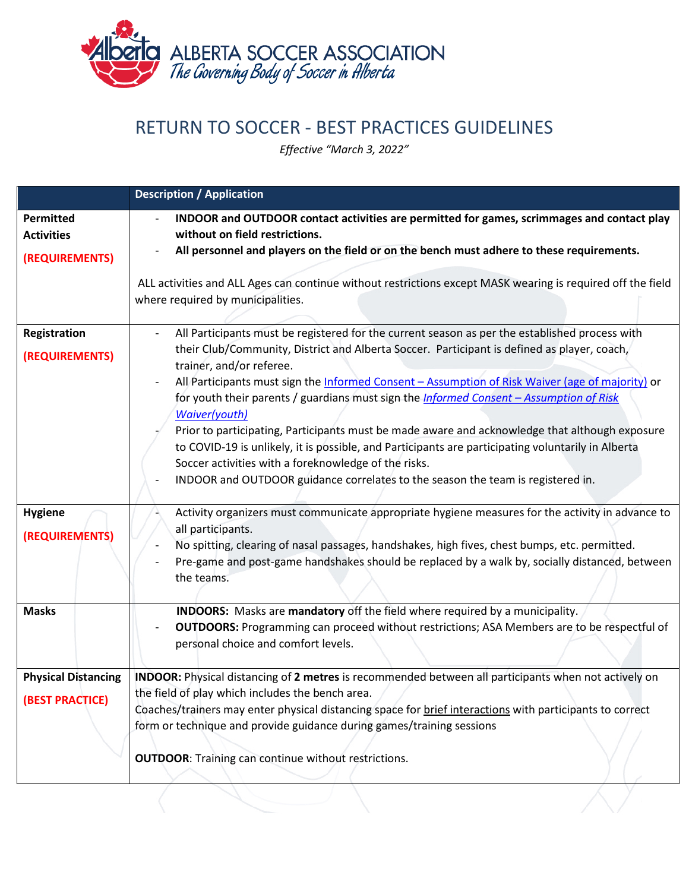ALBERTA SOCCER ASSOCIATION
*The Governing Body of Soccer in Alberta*

# RETURN TO SOCCER - BEST PRACTICES GUIDELINES

*Effective "March 3, 2022"*

| | Description / Application |
|---|---|
| **Permitted Activities** **(REQUIREMENTS)** | - **INDOOR and OUTDOOR contact activities are permitted for games, scrimmages and contact play without on field restrictions.**<br>- **All personnel and players on the field or on the bench must adhere to these requirements.**<br><br>ALL activities and ALL Ages can continue without restrictions except MASK wearing is required off the field where required by municipalities. |
| **Registration** **(REQUIREMENTS)** | - All Participants must be registered for the current season as per the established process with their Club/Community, District and Alberta Soccer. Participant is defined as player, coach, trainer, and/or referee.<br>- All Participants must sign the Informed Consent – Assumption of Risk Waiver (age of majority) or for youth their parents / guardians must sign the *Informed Consent – Assumption of Risk Waiver(youth)*<br>- Prior to participating, Participants must be made aware and acknowledge that although exposure to COVID-19 is unlikely, it is possible, and Participants are participating voluntarily in Alberta Soccer activities with a foreknowledge of the risks.<br>- INDOOR and OUTDOOR guidance correlates to the season the team is registered in. |
| **Hygiene** **(REQUIREMENTS)** | - Activity organizers must communicate appropriate hygiene measures for the activity in advance to all participants.<br>- No spitting, clearing of nasal passages, handshakes, high fives, chest bumps, etc. permitted.<br>- Pre-game and post-game handshakes should be replaced by a walk by, socially distanced, between the teams. |
| **Masks** | **INDOORS:** Masks are **mandatory** off the field where required by a municipality.<br>- **OUTDOORS:** Programming can proceed without restrictions; ASA Members are to be respectful of personal choice and comfort levels. |
| **Physical Distancing** **(BEST PRACTICE)** | **INDOOR:** Physical distancing of **2 metres** is recommended between all participants when not actively on the field of play which includes the bench area.<br>Coaches/trainers may enter physical distancing space for brief interactions with participants to correct form or technique and provide guidance during games/training sessions<br><br>**OUTDOOR**: Training can continue without restrictions. |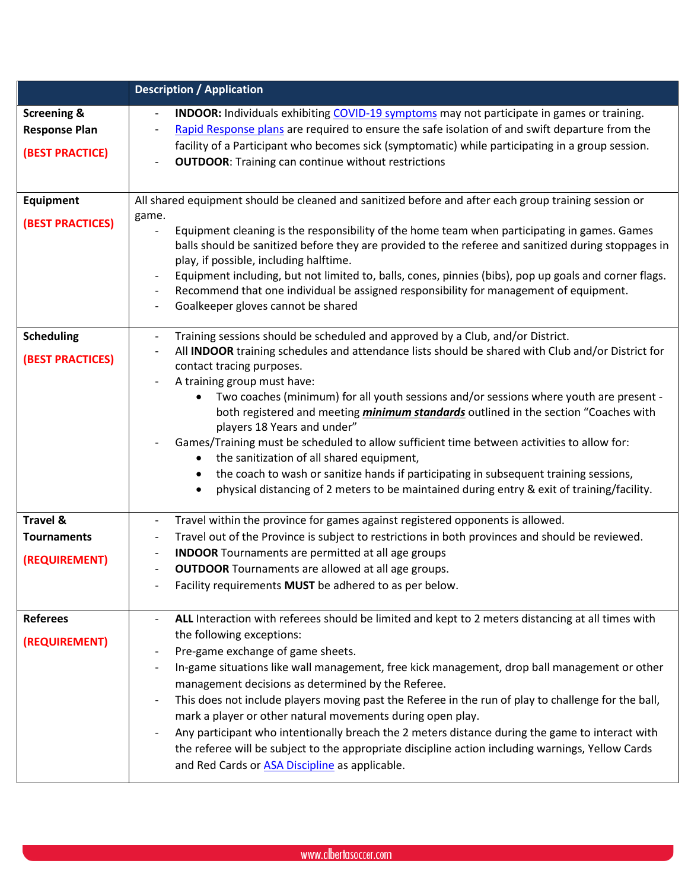| | Description / Application |
|---|---|
| **Screening & Response Plan**<br>**(BEST PRACTICE)** | - **INDOOR:** Individuals exhibiting COVID-19 symptoms may not participate in games or training.<br>- Rapid Response plans are required to ensure the safe isolation of and swift departure from the facility of a Participant who becomes sick (symptomatic) while participating in a group session.<br>- **OUTDOOR**: Training can continue without restrictions |
| **Equipment**<br>**(BEST PRACTICES)** | All shared equipment should be cleaned and sanitized before and after each group training session or game.<br>- Equipment cleaning is the responsibility of the home team when participating in games. Games balls should be sanitized before they are provided to the referee and sanitized during stoppages in play, if possible, including halftime.<br>- Equipment including, but not limited to, balls, cones, pinnies (bibs), pop up goals and corner flags.<br>- Recommend that one individual be assigned responsibility for management of equipment.<br>- Goalkeeper gloves cannot be shared |
| **Scheduling**<br>**(BEST PRACTICES)** | - Training sessions should be scheduled and approved by a Club, and/or District.<br>- All **INDOOR** training schedules and attendance lists should be shared with Club and/or District for contact tracing purposes.<br>- A training group must have:<br>• Two coaches (minimum) for all youth sessions and/or sessions where youth are present - both registered and meeting ***minimum standards*** outlined in the section "Coaches with players 18 Years and under"<br>- Games/Training must be scheduled to allow sufficient time between activities to allow for:<br>• the sanitization of all shared equipment,<br>• the coach to wash or sanitize hands if participating in subsequent training sessions,<br>• physical distancing of 2 meters to be maintained during entry & exit of training/facility. |
| **Travel & Tournaments**<br>**(REQUIREMENT)** | - Travel within the province for games against registered opponents is allowed.<br>- Travel out of the Province is subject to restrictions in both provinces and should be reviewed.<br>- **INDOOR** Tournaments are permitted at all age groups<br>- **OUTDOOR** Tournaments are allowed at all age groups.<br>- Facility requirements **MUST** be adhered to as per below. |
| **Referees**<br>**(REQUIREMENT)** | - **ALL** Interaction with referees should be limited and kept to 2 meters distancing at all times with the following exceptions:<br>- Pre-game exchange of game sheets.<br>- In-game situations like wall management, free kick management, drop ball management or other management decisions as determined by the Referee.<br>- This does not include players moving past the Referee in the run of play to challenge for the ball, mark a player or other natural movements during open play.<br>- Any participant who intentionally breach the 2 meters distance during the game to interact with the referee will be subject to the appropriate discipline action including warnings, Yellow Cards and Red Cards or ASA Discipline as applicable. |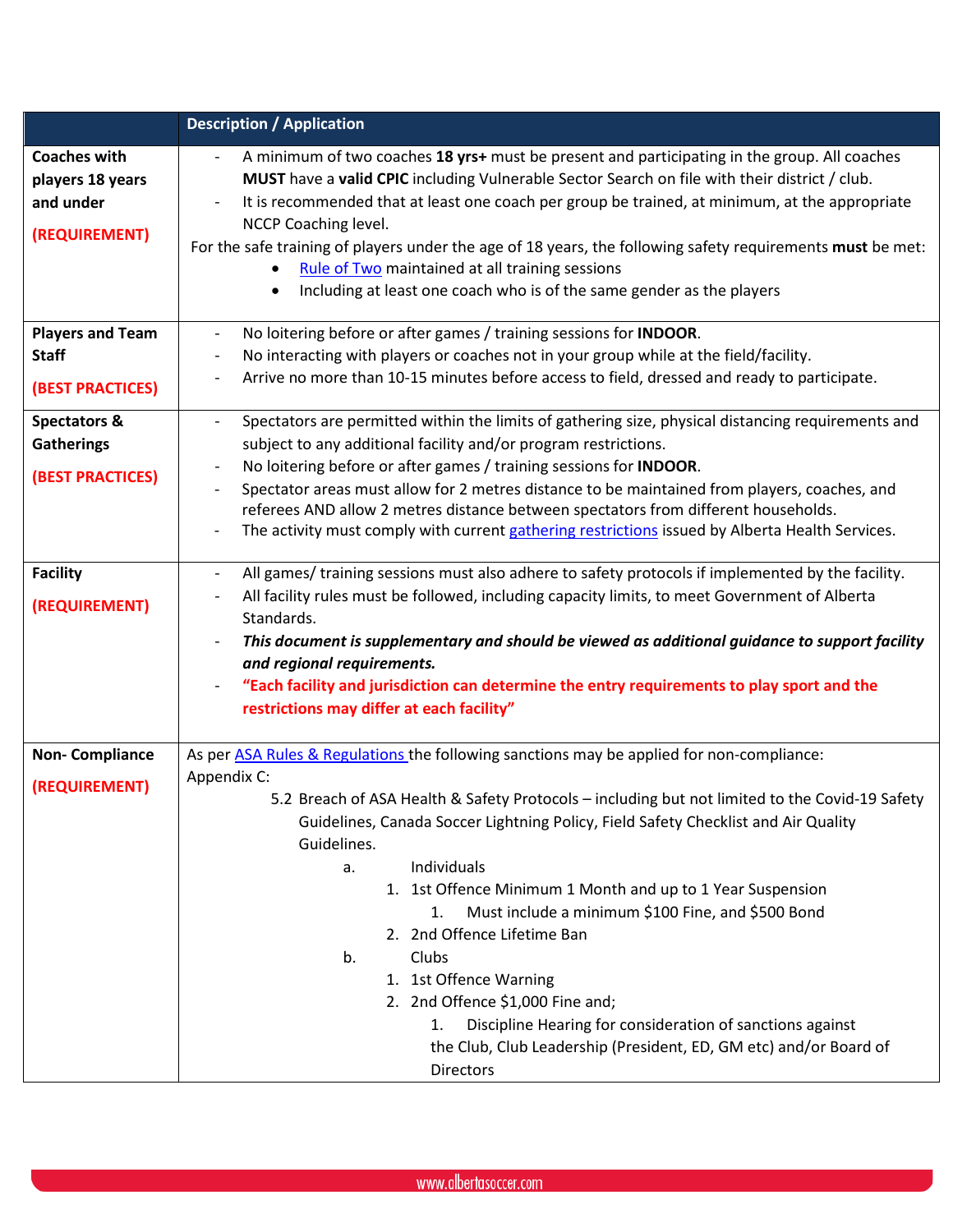| | Description / Application |
|---|---|
| **Coaches with players 18 years and under**<br><br>**(REQUIREMENT)** | - A minimum of two coaches **18 yrs+** must be present and participating in the group. All coaches **MUST** have a **valid CPIC** including Vulnerable Sector Search on file with their district / club.<br>- It is recommended that at least one coach per group be trained, at minimum, at the appropriate NCCP Coaching level.<br>For the safe training of players under the age of 18 years, the following safety requirements **must** be met:<br>• Rule of Two maintained at all training sessions<br>• Including at least one coach who is of the same gender as the players |
| **Players and Team Staff**<br><br>**(BEST PRACTICES)** | - No loitering before or after games / training sessions for **INDOOR**.<br>- No interacting with players or coaches not in your group while at the field/facility.<br>- Arrive no more than 10-15 minutes before access to field, dressed and ready to participate. |
| **Spectators & Gatherings**<br><br>**(BEST PRACTICES)** | - Spectators are permitted within the limits of gathering size, physical distancing requirements and subject to any additional facility and/or program restrictions.<br>- No loitering before or after games / training sessions for **INDOOR**.<br>- Spectator areas must allow for 2 metres distance to be maintained from players, coaches, and referees AND allow 2 metres distance between spectators from different households.<br>- The activity must comply with current gathering restrictions issued by Alberta Health Services. |
| **Facility**<br><br>**(REQUIREMENT)** | - All games/ training sessions must also adhere to safety protocols if implemented by the facility.<br>- All facility rules must be followed, including capacity limits, to meet Government of Alberta Standards.<br>- ***This document is supplementary and should be viewed as additional guidance to support facility and regional requirements.***<br>- **"Each facility and jurisdiction can determine the entry requirements to play sport and the restrictions may differ at each facility"** |
| **Non- Compliance**<br><br>**(REQUIREMENT)** | As per ASA Rules & Regulations the following sanctions may be applied for non-compliance:<br>Appendix C:<br>5.2 Breach of ASA Health & Safety Protocols – including but not limited to the Covid-19 Safety Guidelines, Canada Soccer Lightning Policy, Field Safety Checklist and Air Quality Guidelines.<br>a. Individuals<br>1. 1st Offence Minimum 1 Month and up to 1 Year Suspension<br>1. Must include a minimum $100 Fine, and $500 Bond<br>2. 2nd Offence Lifetime Ban<br>b. Clubs<br>1. 1st Offence Warning<br>2. 2nd Offence $1,000 Fine and;<br>1. Discipline Hearing for consideration of sanctions against the Club, Club Leadership (President, ED, GM etc) and/or Board of Directors |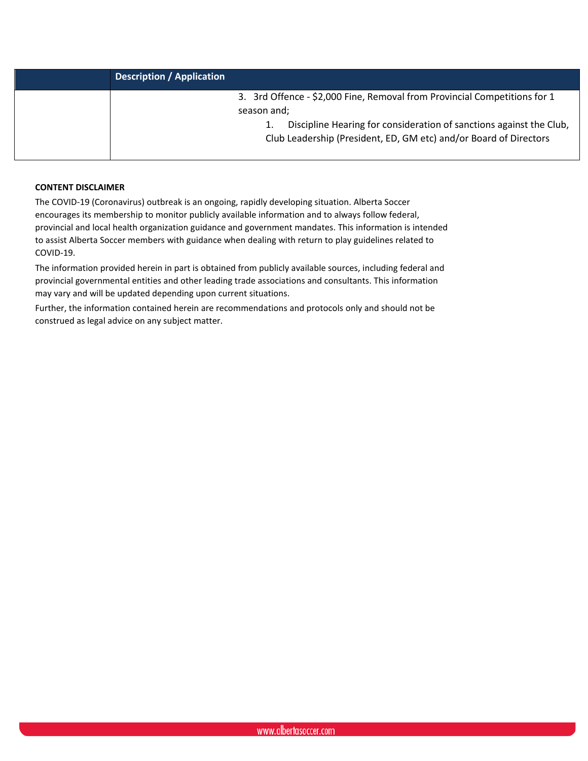| | Description / Application |
|---|---|
| | 3. 3rd Offence - $2,000 Fine, Removal from Provincial Competitions for 1 season and;<br>1. Discipline Hearing for consideration of sanctions against the Club, Club Leadership (President, ED, GM etc) and/or Board of Directors |

**CONTENT DISCLAIMER**

The COVID-19 (Coronavirus) outbreak is an ongoing, rapidly developing situation. Alberta Soccer encourages its membership to monitor publicly available information and to always follow federal, provincial and local health organization guidance and government mandates. This information is intended to assist Alberta Soccer members with guidance when dealing with return to play guidelines related to COVID-19.

The information provided herein in part is obtained from publicly available sources, including federal and provincial governmental entities and other leading trade associations and consultants. This information may vary and will be updated depending upon current situations.

Further, the information contained herein are recommendations and protocols only and should not be construed as legal advice on any subject matter.